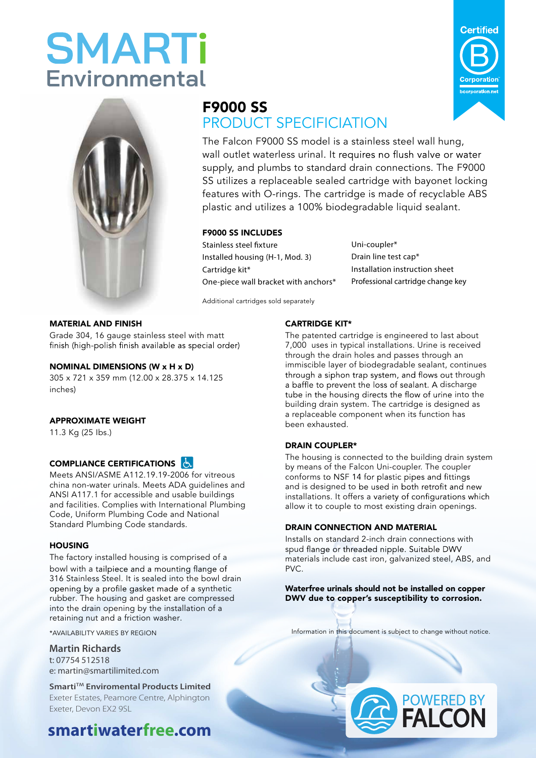# SMARTi Environmental

Certified B Corporation
bcorporation.net

## F9000 SS
## PRODUCT SPECIFICATION

The Falcon F9000 SS model is a stainless steel wall hung, wall outlet waterless urinal. It requires no flush valve or water supply, and plumbs to standard drain connections. The F9000 SS utilizes a replaceable sealed cartridge with bayonet locking features with O-rings. The cartridge is made of recyclable ABS plastic and utilizes a 100% biodegradable liquid sealant.

### F9000 SS INCLUDES

- Stainless steel fixture
- Installed housing (H-1, Mod. 3)
- Cartridge kit*
- One-piece wall bracket with anchors*
- Uni-coupler*
- Drain line test cap*
- Installation instruction sheet
- Professional cartridge change key

Additional cartridges sold separately

### MATERIAL AND FINISH

Grade 304, 16 gauge stainless steel with matt finish (high-polish finish available as special order)

### NOMINAL DIMENSIONS (W x H x D)

305 x 721 x 359 mm (12.00 x 28.375 x 14.125 inches)

### APPROXIMATE WEIGHT

11.3 Kg (25 lbs.)

### COMPLIANCE CERTIFICATIONS

Meets ANSI/ASME A112.19.19-2006 for vitreous china non-water urinals. Meets ADA guidelines and ANSI A117.1 for accessible and usable buildings and facilities. Complies with International Plumbing Code, Uniform Plumbing Code and National Standard Plumbing Code standards.

### HOUSING

The factory installed housing is comprised of a bowl with a tailpiece and a mounting flange of 316 Stainless Steel. It is sealed into the bowl drain opening by a profile gasket made of a synthetic rubber. The housing and gasket are compressed into the drain opening by the installation of a retaining nut and a friction washer.

*AVAILABILITY VARIES BY REGION

### CARTRIDGE KIT*

The patented cartridge is engineered to last about 7,000 uses in typical installations. Urine is received through the drain holes and passes through an immiscible layer of biodegradable sealant, continues through a siphon trap system, and flows out through a baffle to prevent the loss of sealant. A discharge tube in the housing directs the flow of urine into the building drain system. The cartridge is designed as a replaceable component when its function has been exhausted.

### DRAIN COUPLER*

The housing is connected to the building drain system by means of the Falcon Uni-coupler. The coupler conforms to NSF 14 for plastic pipes and fittings and is designed to be used in both retrofit and new installations. It offers a variety of configurations which allow it to couple to most existing drain openings.

### DRAIN CONNECTION AND MATERIAL

Installs on standard 2-inch drain connections with spud flange or threaded nipple. Suitable DWV materials include cast iron, galvanized steel, ABS, and PVC.

**Waterfree urinals should not be installed on copper DWV due to copper's susceptibility to corrosion.**

Information in this document is subject to change without notice.

**Martin Richards**
t: 07754 512518
e: martin@smartilimited.com

**Smarti™ Enviromental Products Limited**
Exeter Estates, Peamore Centre, Alphington
Exeter, Devon EX2 9SL

**smartiwaterfree.com**

POWERED BY FALCON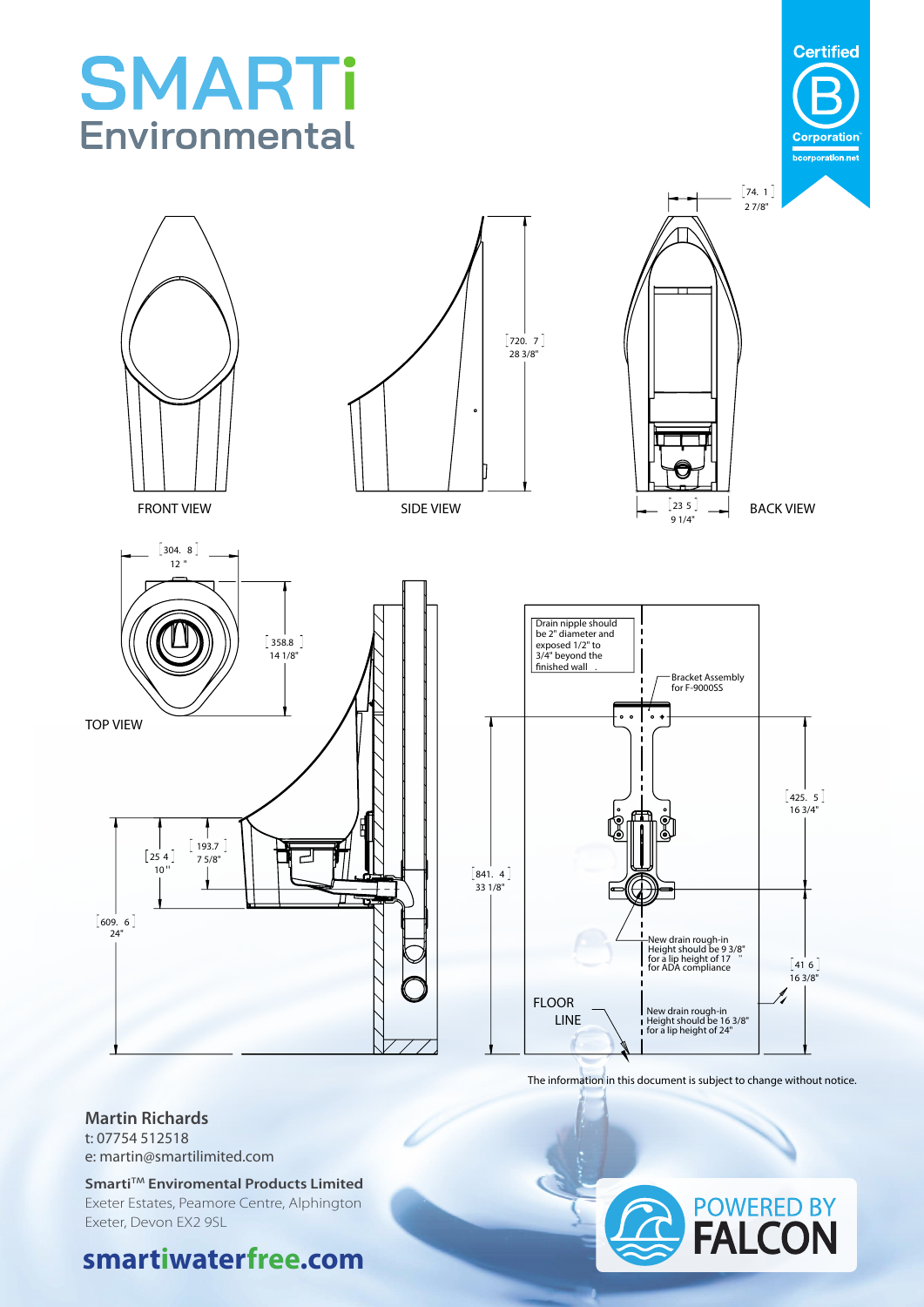# SMARTi Environmental

Certified B Corporation
bcorporation.net

[74. 1]
2 7/8"

[720. 7]
28 3/8"

FRONT VIEW

SIDE VIEW

[23 5]
9 1/4"

BACK VIEW

[304. 8]
12 "

[358.8]
14 1/8"

TOP VIEW

Drain nipple should be 2" diameter and exposed 1/2" to 3/4" beyond the finished wall .

Bracket Assembly for F-9000SS

[425. 5]
16 3/4"

[25 4]
10 "

[193.7]
7 5/8"

[609. 6]
24"

[841. 4]
33 1/8"

New drain rough-in Height should be 9 3/8" for a lip height of 17 " for ADA compliance

[41 6]
16 3/8"

FLOOR LINE

New drain rough-in Height should be 16 3/8" for a lip height of 24"

The information in this document is subject to change without notice.

**Martin Richards**
t: 07754 512518
e: martin@smartilimited.com

**Smarti™ Enviromental Products Limited**
Exeter Estates, Peamore Centre, Alphington
Exeter, Devon EX2 9SL

**smartiwaterfree.com**

POWERED BY FALCON